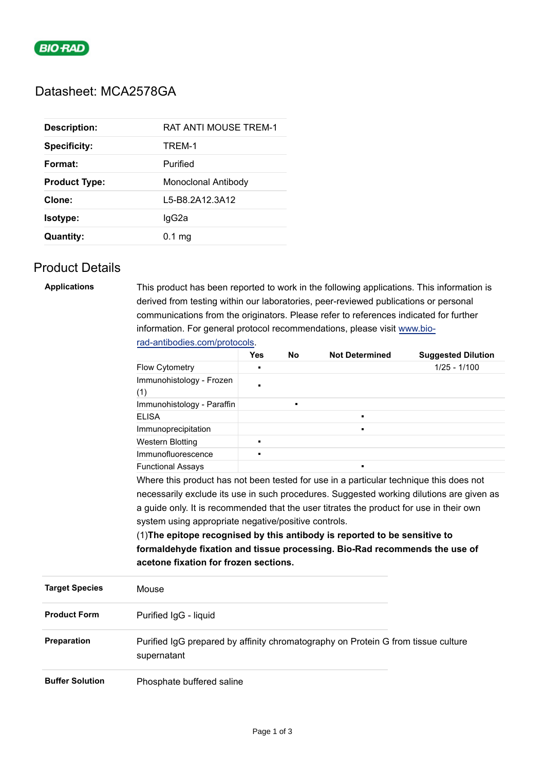# Datasheet: MCA2578GA

| | |
|---|---|
| **Description:** | RAT ANTI MOUSE TREM-1 |
| **Specificity:** | TREM-1 |
| **Format:** | Purified |
| **Product Type:** | Monoclonal Antibody |
| **Clone:** | L5-B8.2A12.3A12 |
| **Isotype:** | IgG2a |
| **Quantity:** | 0.1 mg |

## Product Details

**Applications**

This product has been reported to work in the following applications. This information is derived from testing within our laboratories, peer-reviewed publications or personal communications from the originators. Please refer to references indicated for further information. For general protocol recommendations, please visit [www.bio-rad-antibodies.com/protocols](www.bio-rad-antibodies.com/protocols).

| | Yes | No | Not Determined | Suggested Dilution |
|---|---|---|---|---|
| Flow Cytometry | ▪ | | | 1/25 - 1/100 |
| Immunohistology - Frozen (1) | ▪ | | | |
| Immunohistology - Paraffin | | ▪ | | |
| ELISA | | | ▪ | |
| Immunoprecipitation | | | ▪ | |
| Western Blotting | ▪ | | | |
| Immunofluorescence | ▪ | | | |
| Functional Assays | | | ▪ | |

Where this product has not been tested for use in a particular technique this does not necessarily exclude its use in such procedures. Suggested working dilutions are given as a guide only. It is recommended that the user titrates the product for use in their own system using appropriate negative/positive controls.

(1)**The epitope recognised by this antibody is reported to be sensitive to formaldehyde fixation and tissue processing. Bio-Rad recommends the use of acetone fixation for frozen sections.**

| | |
|---|---|
| **Target Species** | Mouse |
| **Product Form** | Purified IgG - liquid |
| **Preparation** | Purified IgG prepared by affinity chromatography on Protein G from tissue culture supernatant |
| **Buffer Solution** | Phosphate buffered saline |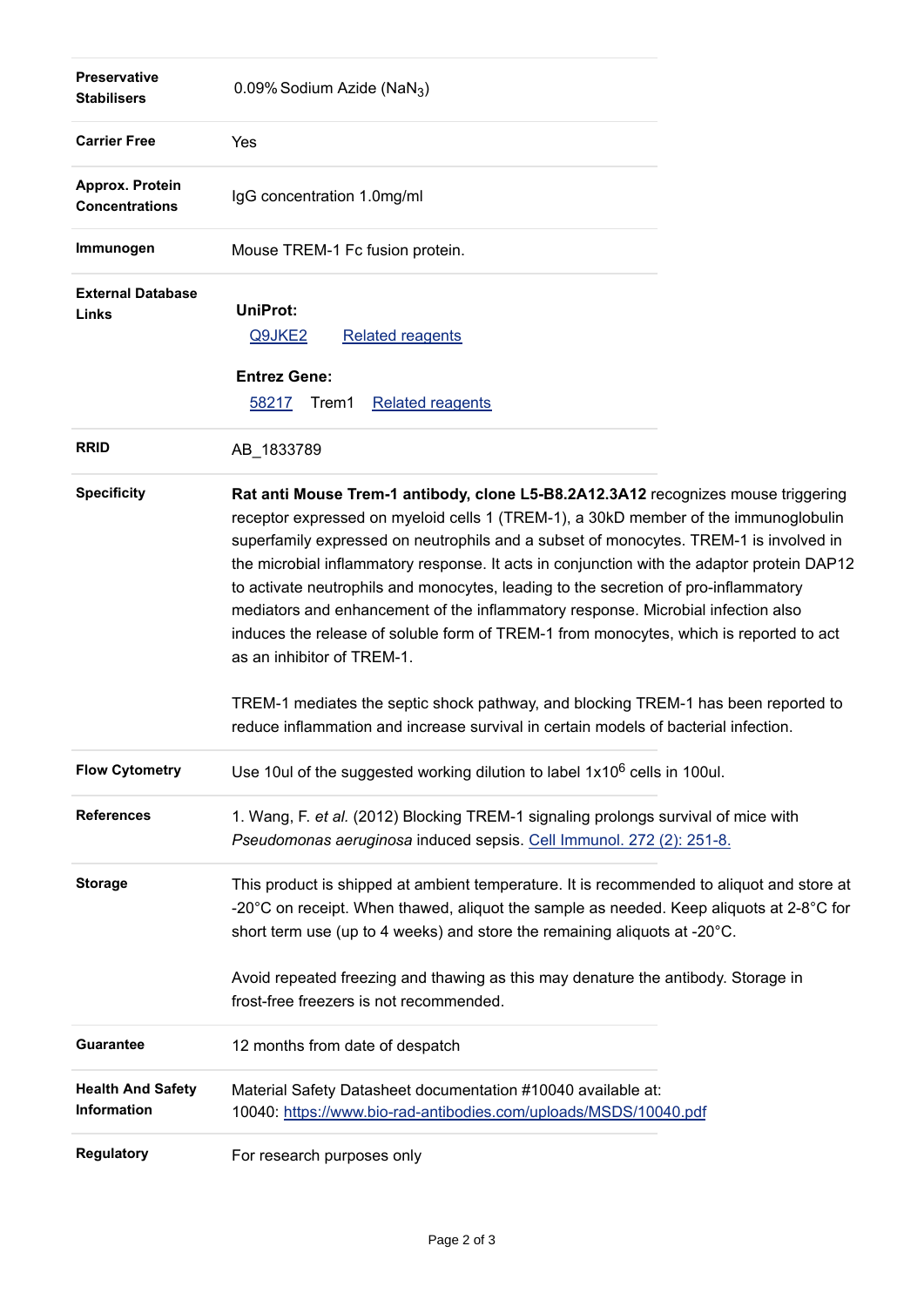| | |
|---|---|
| **Preservative Stabilisers** | 0.09% Sodium Azide ($NaN_3$) |
| **Carrier Free** | Yes |
| **Approx. Protein Concentrations** | IgG concentration 1.0mg/ml |
| **Immunogen** | Mouse TREM-1 Fc fusion protein. |
| **External Database Links** | **UniProt:** Q9JKE2 Related reagents<br>**Entrez Gene:** 58217 Trem1 Related reagents |
| **RRID** | AB_1833789 |
| **Specificity** | **Rat anti Mouse Trem-1 antibody, clone L5-B8.2A12.3A12** recognizes mouse triggering receptor expressed on myeloid cells 1 (TREM-1), a 30kD member of the immunoglobulin superfamily expressed on neutrophils and a subset of monocytes. TREM-1 is involved in the microbial inflammatory response. It acts in conjunction with the adaptor protein DAP12 to activate neutrophils and monocytes, leading to the secretion of pro-inflammatory mediators and enhancement of the inflammatory response. Microbial infection also induces the release of soluble form of TREM-1 from monocytes, which is reported to act as an inhibitor of TREM-1.<br><br>TREM-1 mediates the septic shock pathway, and blocking TREM-1 has been reported to reduce inflammation and increase survival in certain models of bacterial infection. |
| **Flow Cytometry** | Use 10ul of the suggested working dilution to label $1x10^6$ cells in 100ul. |
| **References** | 1. Wang, F. *et al.* (2012) Blocking TREM-1 signaling prolongs survival of mice with *Pseudomonas aeruginosa* induced sepsis. Cell Immunol. 272 (2): 251-8. |
| **Storage** | This product is shipped at ambient temperature. It is recommended to aliquot and store at -20°C on receipt. When thawed, aliquot the sample as needed. Keep aliquots at 2-8°C for short term use (up to 4 weeks) and store the remaining aliquots at -20°C.<br><br>Avoid repeated freezing and thawing as this may denature the antibody. Storage in frost-free freezers is not recommended. |
| **Guarantee** | 12 months from date of despatch |
| **Health And Safety Information** | Material Safety Datasheet documentation #10040 available at:<br>10040: https://www.bio-rad-antibodies.com/uploads/MSDS/10040.pdf |
| **Regulatory** | For research purposes only |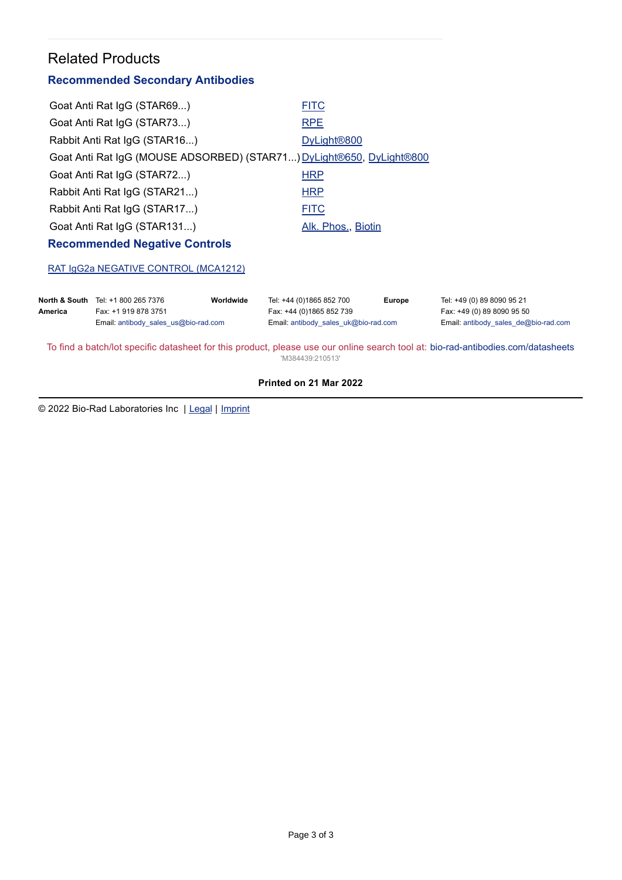## Related Products

### Recommended Secondary Antibodies

| | |
|---|---|
| Goat Anti Rat IgG (STAR69...) | FITC |
| Goat Anti Rat IgG (STAR73...) | RPE |
| Rabbit Anti Rat IgG (STAR16...) | DyLight®800 |
| Goat Anti Rat IgG (MOUSE ADSORBED) (STAR71...) | DyLight®650, DyLight®800 |
| Goat Anti Rat IgG (STAR72...) | HRP |
| Rabbit Anti Rat IgG (STAR21...) | HRP |
| Rabbit Anti Rat IgG (STAR17...) | FITC |
| Goat Anti Rat IgG (STAR131...) | Alk. Phos., Biotin |

### Recommended Negative Controls

RAT IgG2a NEGATIVE CONTROL (MCA1212)

| | | | | | |
|---|---|---|---|---|---|
| **North & South America** | Tel: +1 800 265 7376<br>Fax: +1 919 878 3751<br>Email: antibody_sales_us@bio-rad.com | **Worldwide** | Tel: +44 (0)1865 852 700<br>Fax: +44 (0)1865 852 739<br>Email: antibody_sales_uk@bio-rad.com | **Europe** | Tel: +49 (0) 89 8090 95 21<br>Fax: +49 (0) 89 8090 95 50<br>Email: antibody_sales_de@bio-rad.com |

To find a batch/lot specific datasheet for this product, please use our online search tool at: bio-rad-antibodies.com/datasheets

'M384439:210513'

**Printed on 21 Mar 2022**

© 2022 Bio-Rad Laboratories Inc | Legal | Imprint